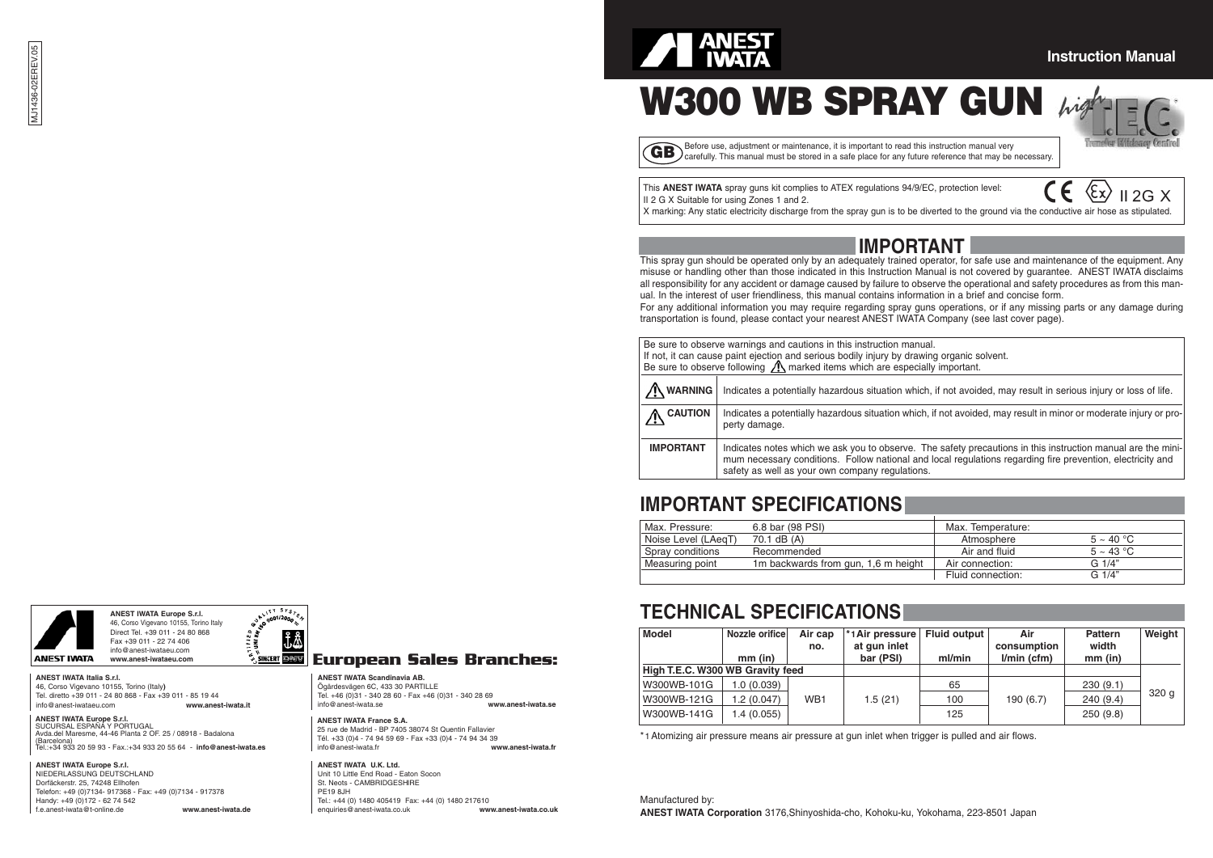MJ1436-02EREV.05

# ANEST IWATA

**Instruction Manual**

# W300 WB SPRAY GUN

high T.E.C.® Transfer Efficiency Control

**GB** Before use, adjustment or maintenance, it is important to read this instruction manual very carefully. This manual must be stored in a safe place for any future reference that may be necessary.

This **ANEST IWATA** spray guns kit complies to ATEX regulations 94/9/EC, protection level: II 2 G X Suitable for using Zones 1 and 2.

CE Ex II 2G X

X marking: Any static electricity discharge from the spray gun is to be diverted to the ground via the conductive air hose as stipulated.

## IMPORTANT

This spray gun should be operated only by an adequately trained operator, for safe use and maintenance of the equipment. Any misuse or handling other than those indicated in this Instruction Manual is not covered by guarantee. ANEST IWATA disclaims all responsibility for any accident or damage caused by failure to observe the operational and safety procedures as from this manual. In the interest of user friendliness, this manual contains information in a brief and concise form.

For any additional information you may require regarding spray guns operations, or if any missing parts or any damage during transportation is found, please contact your nearest ANEST IWATA Company (see last cover page).

Be sure to observe warnings and cautions in this instruction manual.
If not, it can cause paint ejection and serious bodily injury by drawing organic solvent.
Be sure to observe following ⚠ marked items which are especially important.

| | |
|---|---|
| ⚠ **WARNING** | Indicates a potentially hazardous situation which, if not avoided, may result in serious injury or loss of life. |
| ⚠ **CAUTION** | Indicates a potentially hazardous situation which, if not avoided, may result in minor or moderate injury or property damage. |
| **IMPORTANT** | Indicates notes which we ask you to observe. The safety precautions in this instruction manual are the minimum necessary conditions. Follow national and local regulations regarding fire prevention, electricity and safety as well as your own company regulations. |

## IMPORTANT SPECIFICATIONS

| | | | |
|---|---|---|---|
| Max. Pressure: | 6.8 bar (98 PSI) | Max. Temperature: | |
| Noise Level (LAeqT) | 70.1 dB (A) | Atmosphere | 5 ~ 40 °C |
| Spray conditions | Recommended | Air and fluid | 5 ~ 43 °C |
| Measuring point | 1m backwards from gun, 1,6 m height | Air connection: | G 1/4" |
| | | Fluid connection: | G 1/4" |

## TECHNICAL SPECIFICATIONS

| Model | Nozzle orifice mm (in) | Air cap no. | *1 Air pressure at gun inlet bar (PSI) | Fluid output ml/min | Air consumption l/min (cfm) | Pattern width mm (in) | Weight |
|---|---|---|---|---|---|---|---|
| **High T.E.C. W300 WB Gravity feed** | | | | | | | |
| W300WB-101G | 1.0 (0.039) | WB1 | 1.5 (21) | 65 | 190 (6.7) | 230 (9.1) | 320 g |
| W300WB-121G | 1.2 (0.047) | | | 100 | | 240 (9.4) | |
| W300WB-141G | 1.4 (0.055) | | | 125 | | 250 (9.8) | |

*1 Atomizing air pressure means air pressure at gun inlet when trigger is pulled and air flows.

Manufactured by:
**ANEST IWATA Corporation** 3176,Shinyoshida-cho, Kohoku-ku, Yokohama, 223-8501 Japan

**ANEST IWATA Europe S.r.l.**
46, Corso Vigevano 10155, Torino Italy
Direct Tel. +39 011 - 24 80 868
Fax +39 011 - 22 74 406
info@anest-iwataeu.com
**www.anest-iwataeu.com**

## European Sales Branches:

**ANEST IWATA Italia S.r.l.**
46, Corso Vigevano 10155, Torino (Italy)
Tel. diretto +39 011 - 24 80 868 - Fax +39 011 - 85 19 44
info@anest-iwataeu.com **www.anest-iwata.it**

**ANEST IWATA Europe S.r.l.**
SUCURSAL ESPAÑA Y PORTUGAL
Avda.del Maresme, 44-46 Planta 2 OF. 25 / 08918 - Badalona (Barcelona)
Tel.:+34 933 20 59 93 - Fax.:+34 933 20 55 64 - **info@anest-iwata.es**

**ANEST IWATA Europe S.r.l.**
NIEDERLASSUNG DEUTSCHLAND
Dorfäckerstr. 25, 74248 Ellhofen
Telefon: +49 (0)7134- 917368 - Fax: +49 (0)7134 - 917378
Handy: +49 (0)172 - 62 74 542
f.e.anest-iwata@t-online.de **www.anest-iwata.de**

**ANEST IWATA Scandinavia AB.**
Ögärdesvägen 6C, 433 30 PARTILLE
Tel. +46 (0)31 - 340 28 60 - Fax +46 (0)31 - 340 28 69
info@anest-iwata.se **www.anest-iwata.se**

**ANEST IWATA France S.A.**
25 rue de Madrid - BP 7405 38074 St Quentin Fallavier
Tél. +33 (0)4 - 74 94 59 69 - Fax +33 (0)4 - 74 94 34 39
info@anest-iwata.fr **www.anest-iwata.fr**

**ANEST IWATA U.K. Ltd.**
Unit 10 Little End Road - Eaton Socon
St. Neots - CAMBRIDGESHIRE
PE19 8JH
Tel.: +44 (0) 1480 405419 Fax: +44 (0) 1480 217610
enquiries@anest-iwata.co.uk **www.anest-iwata.co.uk**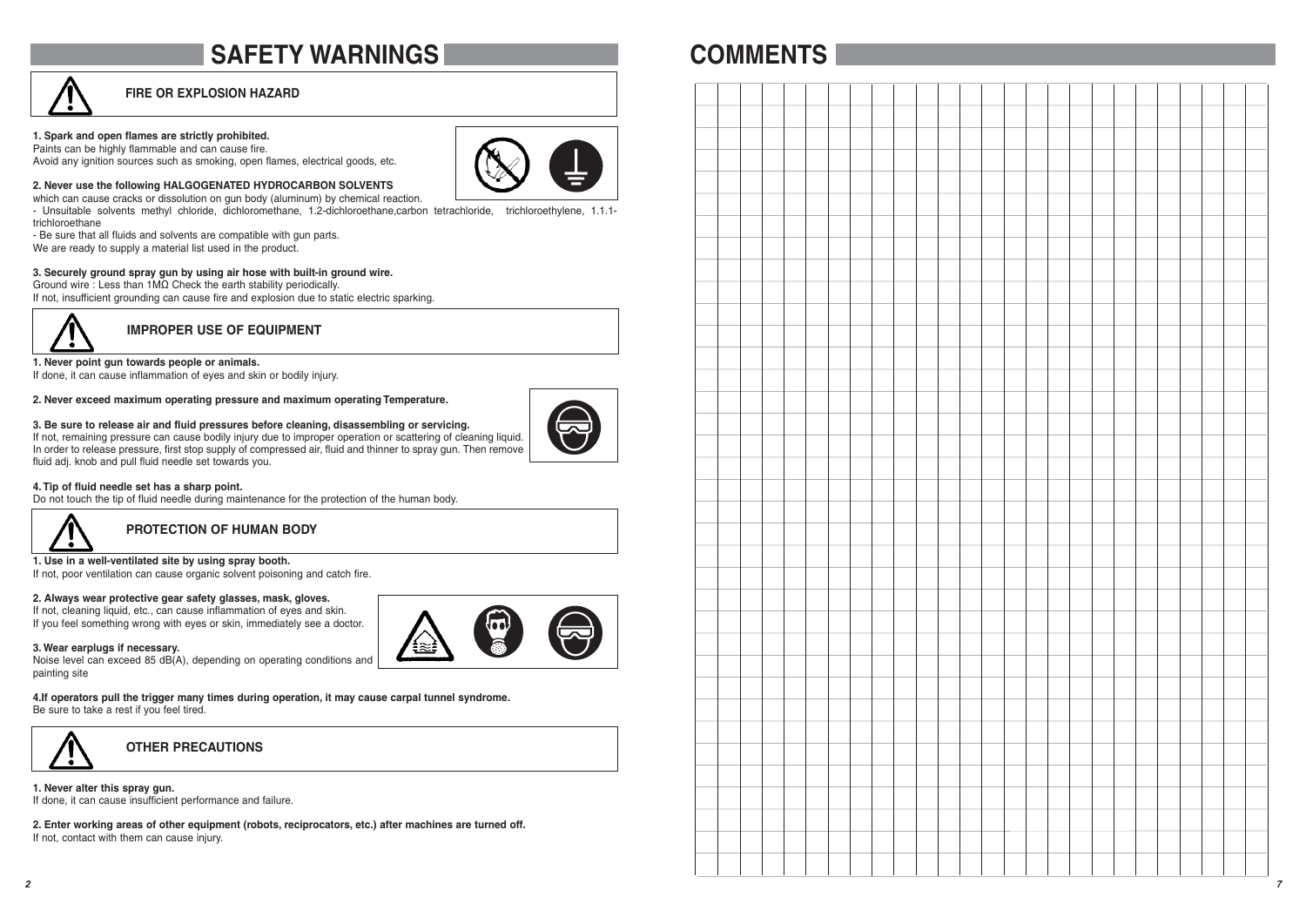# SAFETY WARNINGS

## FIRE OR EXPLOSION HAZARD

**1. Spark and open flames are strictly prohibited.**
Paints can be highly flammable and can cause fire.
Avoid any ignition sources such as smoking, open flames, electrical goods, etc.

**2. Never use the following HALGOGENATED HYDROCARBON SOLVENTS**
which can cause cracks or dissolution on gun body (aluminum) by chemical reaction.
- Unsuitable solvents methyl chloride, dichloromethane, 1.2-dichloroethane,carbon tetrachloride, trichloroethylene, 1.1.1-trichloroethane
- Be sure that all fluids and solvents are compatible with gun parts.
We are ready to supply a material list used in the product.

**3. Securely ground spray gun by using air hose with built-in ground wire.**
Ground wire : Less than 1MΩ Check the earth stability periodically.
If not, insufficient grounding can cause fire and explosion due to static electric sparking.

## IMPROPER USE OF EQUIPMENT

**1. Never point gun towards people or animals.**
If done, it can cause inflammation of eyes and skin or bodily injury.

**2. Never exceed maximum operating pressure and maximum operating Temperature.**

**3. Be sure to release air and fluid pressures before cleaning, disassembling or servicing.**
If not, remaining pressure can cause bodily injury due to improper operation or scattering of cleaning liquid.
In order to release pressure, first stop supply of compressed air, fluid and thinner to spray gun. Then remove fluid adj. knob and pull fluid needle set towards you.

**4. Tip of fluid needle set has a sharp point.**
Do not touch the tip of fluid needle during maintenance for the protection of the human body.

## PROTECTION OF HUMAN BODY

**1. Use in a well-ventilated site by using spray booth.**
If not, poor ventilation can cause organic solvent poisoning and catch fire.

**2. Always wear protective gear safety glasses, mask, gloves.**
If not, cleaning liquid, etc., can cause inflammation of eyes and skin.
If you feel something wrong with eyes or skin, immediately see a doctor.

**3. Wear earplugs if necessary.**
Noise level can exceed 85 dB(A), depending on operating conditions and painting site

**4.If operators pull the trigger many times during operation, it may cause carpal tunnel syndrome.**
Be sure to take a rest if you feel tired.

## OTHER PRECAUTIONS

**1. Never alter this spray gun.**
If done, it can cause insufficient performance and failure.

**2. Enter working areas of other equipment (robots, reciprocators, etc.) after machines are turned off.**
If not, contact with them can cause injury.

# COMMENTS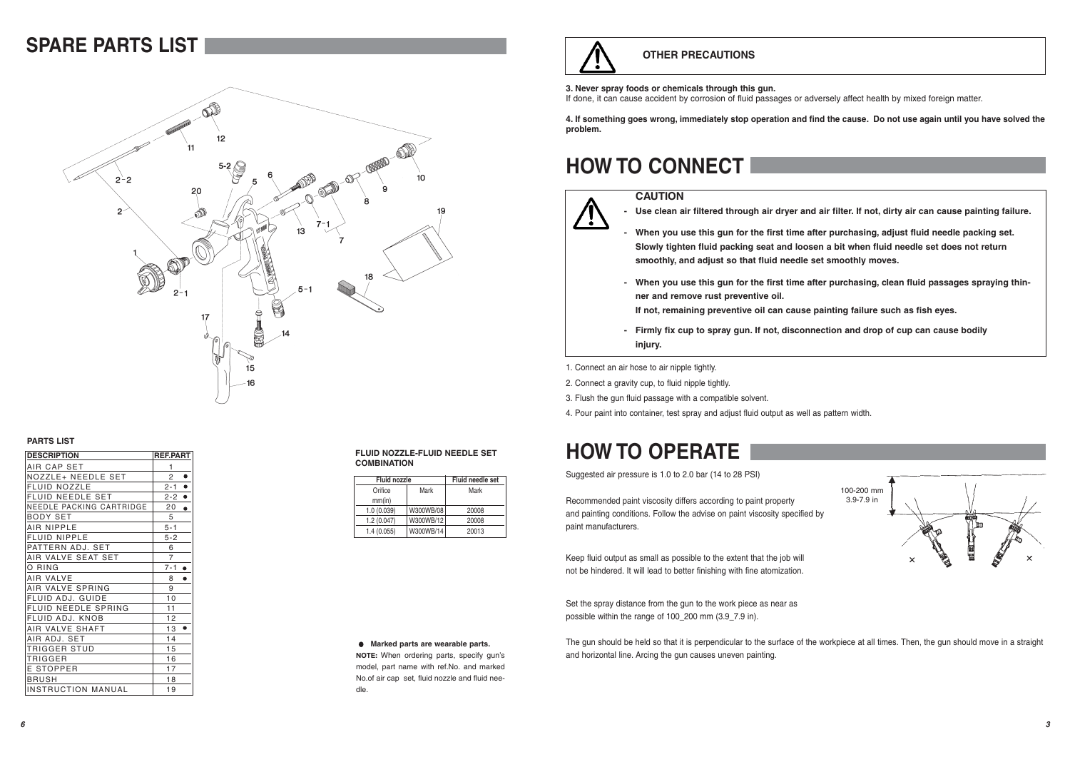# SPARE PARTS LIST

### PARTS LIST

| DESCRIPTION | REF.PART |
|---|---|
| AIR CAP SET | 1 |
| NOZZLE+ NEEDLE SET | 2 ● |
| FLUID NOZZLE | 2-1 ● |
| FLUID NEEDLE SET | 2-2 ● |
| NEEDLE PACKING CARTRIDGE | 20 ● |
| BODY SET | 5 |
| AIR NIPPLE | 5-1 |
| FLUID NIPPLE | 5-2 |
| PATTERN ADJ. SET | 6 |
| AIR VALVE SEAT SET | 7 |
| O RING | 7-1 ● |
| AIR VALVE | 8 ● |
| AIR VALVE SPRING | 9 |
| FLUID ADJ. GUIDE | 10 |
| FLUID NEEDLE SPRING | 11 |
| FLUID ADJ. KNOB | 12 |
| AIR VALVE SHAFT | 13 ● |
| AIR ADJ. SET | 14 |
| TRIGGER STUD | 15 |
| TRIGGER | 16 |
| E STOPPER | 17 |
| BRUSH | 18 |
| INSTRUCTION MANUAL | 19 |

### FLUID NOZZLE-FLUID NEEDLE SET COMBINATION

| Fluid nozzle | | Fluid needle set |
|---|---|---|
| Orifice mm(in) | Mark | Mark |
| 1.0 (0.039) | W300WB/08 | 20008 |
| 1.2 (0.047) | W300WB/12 | 20008 |
| 1.4 (0.055) | W300WB/14 | 20013 |

● **Marked parts are wearable parts.**

**NOTE:** When ordering parts, specify gun's model, part name with ref.No. and marked No.of air cap set, fluid nozzle and fluid needle.

### OTHER PRECAUTIONS

**3. Never spray foods or chemicals through this gun.**
If done, it can cause accident by corrosion of fluid passages or adversely affect health by mixed foreign matter.

**4. If something goes wrong, immediately stop operation and find the cause. Do not use again until you have solved the problem.**

# HOW TO CONNECT

**CAUTION**

- **Use clean air filtered through air dryer and air filter. If not, dirty air can cause painting failure.**
- **When you use this gun for the first time after purchasing, adjust fluid needle packing set. Slowly tighten fluid packing seat and loosen a bit when fluid needle set does not return smoothly, and adjust so that fluid needle set smoothly moves.**
- **When you use this gun for the first time after purchasing, clean fluid passages spraying thinner and remove rust preventive oil. If not, remaining preventive oil can cause painting failure such as fish eyes.**
- **Firmly fix cup to spray gun. If not, disconnection and drop of cup can cause bodily injury.**

1. Connect an air hose to air nipple tightly.
2. Connect a gravity cup, to fluid nipple tightly.
3. Flush the gun fluid passage with a compatible solvent.
4. Pour paint into container, test spray and adjust fluid output as well as pattern width.

# HOW TO OPERATE

Suggested air pressure is 1.0 to 2.0 bar (14 to 28 PSI)

Recommended paint viscosity differs according to paint property and painting conditions. Follow the advise on paint viscosity specified by paint manufacturers.

Keep fluid output as small as possible to the extent that the job will not be hindered. It will lead to better finishing with fine atomization.

Set the spray distance from the gun to the work piece as near as possible within the range of 100_200 mm (3.9_7.9 in).

100-200 mm
3.9-7.9 in

The gun should be held so that it is perpendicular to the surface of the workpiece at all times. Then, the gun should move in a straight and horizontal line. Arcing the gun causes uneven painting.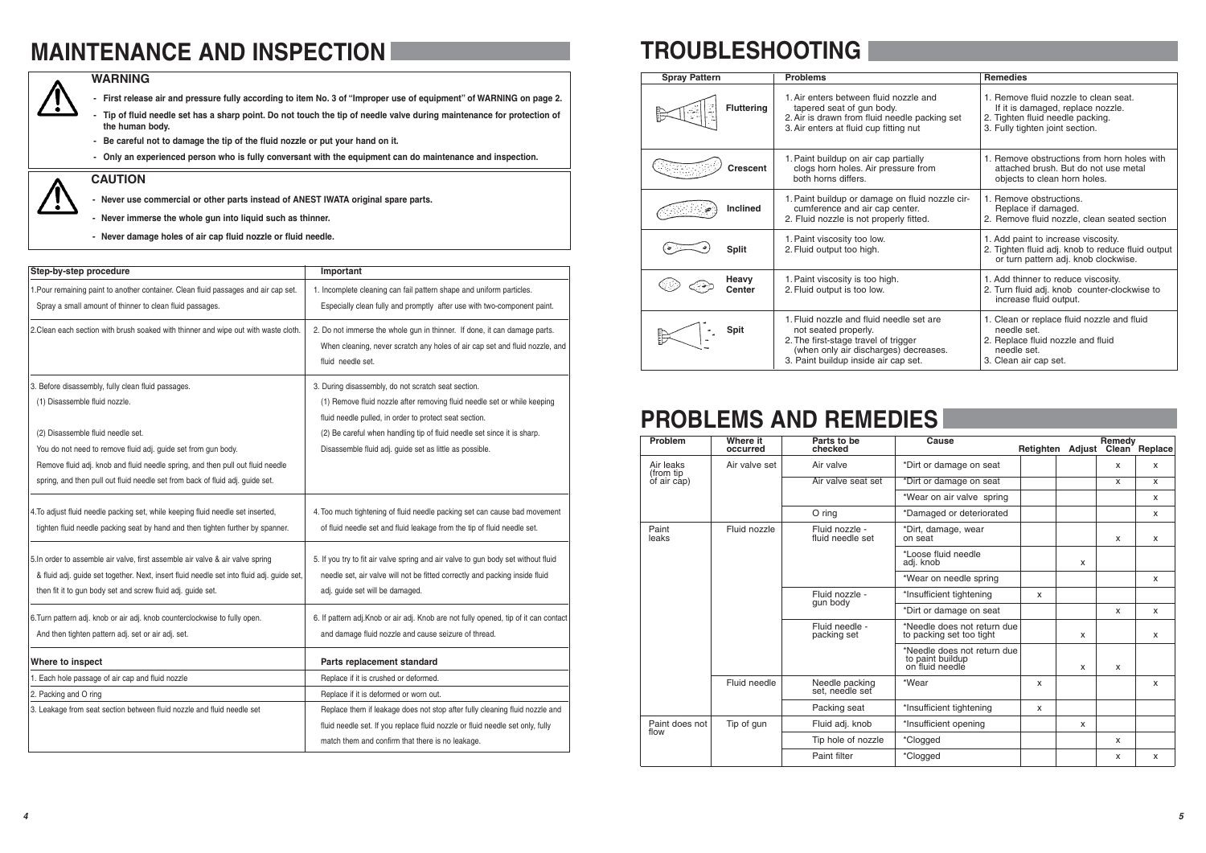# MAINTENANCE AND INSPECTION

**WARNING**

- **First release air and pressure fully according to item No. 3 of "Improper use of equipment" of WARNING on page 2.**
- **Tip of fluid needle set has a sharp point. Do not touch the tip of needle valve during maintenance for protection of the human body.**
- **Be careful not to damage the tip of the fluid nozzle or put your hand on it.**
- **Only an experienced person who is fully conversant with the equipment can do maintenance and inspection.**

**CAUTION**

- **Never use commercial or other parts instead of ANEST IWATA original spare parts.**
- **Never immerse the whole gun into liquid such as thinner.**
- **Never damage holes of air cap fluid nozzle or fluid needle.**

| Step-by-step procedure | Important |
|---|---|
| 1.Pour remaining paint to another container. Clean fluid passages and air cap set. Spray a small amount of thinner to clean fluid passages. | 1. Incomplete cleaning can fail pattern shape and uniform particles. Especially clean fully and promptly after use with two-component paint. |
| 2.Clean each section with brush soaked with thinner and wipe out with waste cloth. | 2. Do not immerse the whole gun in thinner. If done, it can damage parts. When cleaning, never scratch any holes of air cap set and fluid nozzle, and fluid needle set. |
| 3. Before disassembly, fully clean fluid passages.<br>(1) Disassemble fluid nozzle.<br>(2) Disassemble fluid needle set.<br>You do not need to remove fluid adj. guide set from gun body.<br>Remove fluid adj. knob and fluid needle spring, and then pull out fluid needle spring, and then pull out fluid needle set from back of fluid adj. guide set. | 3. During disassembly, do not scratch seat section.<br>(1) Remove fluid nozzle after removing fluid needle set or while keeping fluid needle pulled, in order to protect seat section.<br>(2) Be careful when handling tip of fluid needle set since it is sharp. Disassemble fluid adj. guide set as little as possible. |
| 4.To adjust fluid needle packing set, while keeping fluid needle set inserted, tighten fluid needle packing seat by hand and then tighten further by spanner. | 4. Too much tightening of fluid needle packing set can cause bad movement of fluid needle set and fluid leakage from the tip of fluid needle set. |
| 5.In order to assemble air valve, first assemble air valve & air valve spring & fluid adj. guide set together. Next, insert fluid needle set into fluid adj. guide set, then fit it to gun body set and screw fluid adj. guide set. | 5. If you try to fit air valve spring and air valve to gun body set without fluid needle set, air valve will not be fitted correctly and packing inside fluid adj. guide set will be damaged. |
| 6.Turn pattern adj. knob or air adj. knob counterclockwise to fully open. And then tighten pattern adj. set or air adj. set. | 6. If pattern adj.Knob or air adj. Knob are not fully opened, tip of it can contact and damage fluid nozzle and cause seizure of thread. |
| **Where to inspect** | **Parts replacement standard** |
| 1. Each hole passage of air cap and fluid nozzle | Replace if it is crushed or deformed. |
| 2. Packing and O ring | Replace if it is deformed or worn out. |
| 3. Leakage from seat section between fluid nozzle and fluid needle set | Replace them if leakage does not stop after fully cleaning fluid nozzle and fluid needle set. If you replace fluid nozzle or fluid needle set only, fully match them and confirm that there is no leakage. |

# TROUBLESHOOTING

| Spray Pattern | Problems | Remedies |
|---|---|---|
| Fluttering | 1. Air enters between fluid nozzle and tapered seat of gun body.<br>2. Air is drawn from fluid needle packing set<br>3. Air enters at fluid cup fitting nut | 1. Remove fluid nozzle to clean seat. If it is damaged, replace nozzle.<br>2. Tighten fluid needle packing.<br>3. Fully tighten joint section. |
| Crescent | 1. Paint buildup on air cap partially clogs horn holes. Air pressure from both horns differs. | 1. Remove obstructions from horn holes with attached brush. But do not use metal objects to clean horn holes. |
| Inclined | 1. Paint buildup or damage on fluid nozzle circumference and air cap center.<br>2. Fluid nozzle is not properly fitted. | 1. Remove obstructions. Replace if damaged.<br>2. Remove fluid nozzle, clean seated section |
| Split | 1. Paint viscosity too low.<br>2. Fluid output too high. | 1. Add paint to increase viscosity.<br>2. Tighten fluid adj. knob to reduce fluid output or turn pattern adj. knob clockwise. |
| Heavy Center | 1. Paint viscosity is too high.<br>2. Fluid output is too low. | 1. Add thinner to reduce viscosity.<br>2. Turn fluid adj. knob counter-clockwise to increase fluid output. |
| Spit | 1. Fluid nozzle and fluid needle set are not seated properly.<br>2. The first-stage travel of trigger (when only air discharges) decreases.<br>3. Paint buildup inside air cap set. | 1. Clean or replace fluid nozzle and fluid needle set.<br>2. Replace fluid nozzle and fluid needle set.<br>3. Clean air cap set. |

# PROBLEMS AND REMEDIES

| Problem | Where it occurred | Parts to be checked | Cause | Remedy Retighten | Remedy Adjust | Remedy Clean | Remedy Replace |
|---|---|---|---|---|---|---|---|
| Air leaks (from tip of air cap) | Air valve set | Air valve | *Dirt or damage on seat | | | x | x |
| | | Air valve seat set | *Dirt or damage on seat | | | x | x |
| | | | *Wear on air valve spring | | | | x |
| | | O ring | *Damaged or deteriorated | | | | x |
| Paint leaks | Fluid nozzle | Fluid nozzle - fluid needle set | *Dirt, damage, wear on seat | | | x | x |
| | | | *Loose fluid needle adj. knob | | x | | |
| | | | *Wear on needle spring | | | | x |
| | | Fluid nozzle - gun body | *Insufficient tightening | x | | | |
| | | | *Dirt or damage on seat | | | x | x |
| | | Fluid needle - packing set | *Needle does not return due to packing set too tight | | x | | x |
| | | | *Needle does not return due to paint buildup on fluid needle | | x | x | |
| | Fluid needle | Needle packing set, needle set | *Wear | x | | | x |
| | | Packing seat | *Insufficient tightening | x | | | |
| Paint does not flow | Tip of gun | Fluid adj. knob | *Insufficient opening | | x | | |
| | | Tip hole of nozzle | *Clogged | | | x | |
| | | Paint filter | *Clogged | | | x | x |